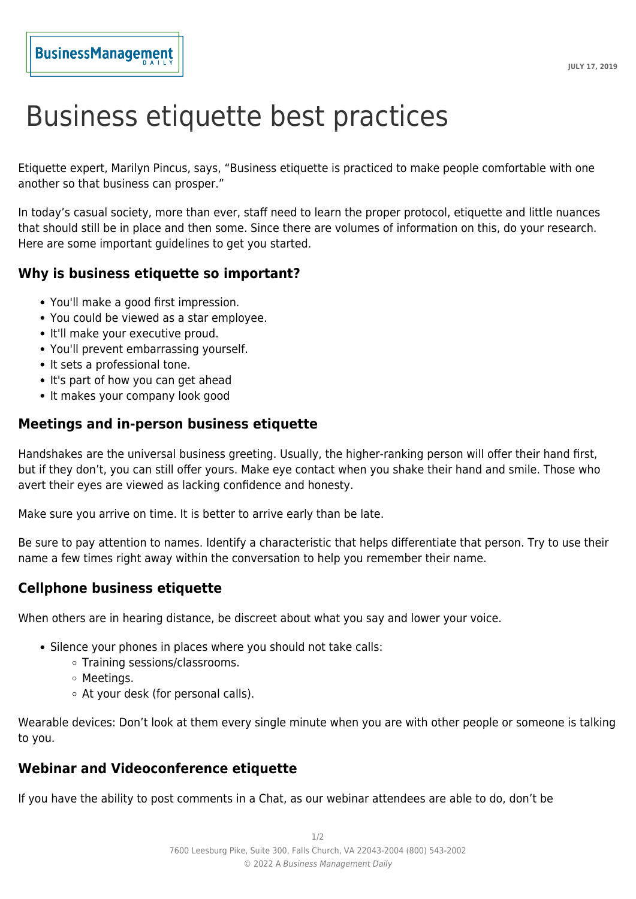# Business etiquette best practices

Etiquette expert, Marilyn Pincus, says, "Business etiquette is practiced to make people comfortable with one another so that business can prosper."

In today's casual society, more than ever, staff need to learn the proper protocol, etiquette and little nuances that should still be in place and then some. Since there are volumes of information on this, do your research. Here are some important guidelines to get you started.

## Why is business etiquette so important?

- You'll make a good first impression.
- You could be viewed as a star employee.
- It'll make your executive proud.
- You'll prevent embarrassing yourself.
- It sets a professional tone.
- It's part of how you can get ahead
- It makes your company look good

## Meetings and in-person business etiquette

Handshakes are the universal business greeting. Usually, the higher-ranking person will offer their hand first, but if they don't, you can still offer yours. Make eye contact when you shake their hand and smile. Those who avert their eyes are viewed as lacking confidence and honesty.

Make sure you arrive on time. It is better to arrive early than be late.

Be sure to pay attention to names. Identify a characteristic that helps differentiate that person. Try to use their name a few times right away within the conversation to help you remember their name.

## Cellphone business etiquette

When others are in hearing distance, be discreet about what you say and lower your voice.

- Silence your phones in places where you should not take calls:
  - Training sessions/classrooms.
  - Meetings.
  - At your desk (for personal calls).

Wearable devices: Don't look at them every single minute when you are with other people or someone is talking to you.

## Webinar and Videoconference etiquette

If you have the ability to post comments in a Chat, as our webinar attendees are able to do, don't be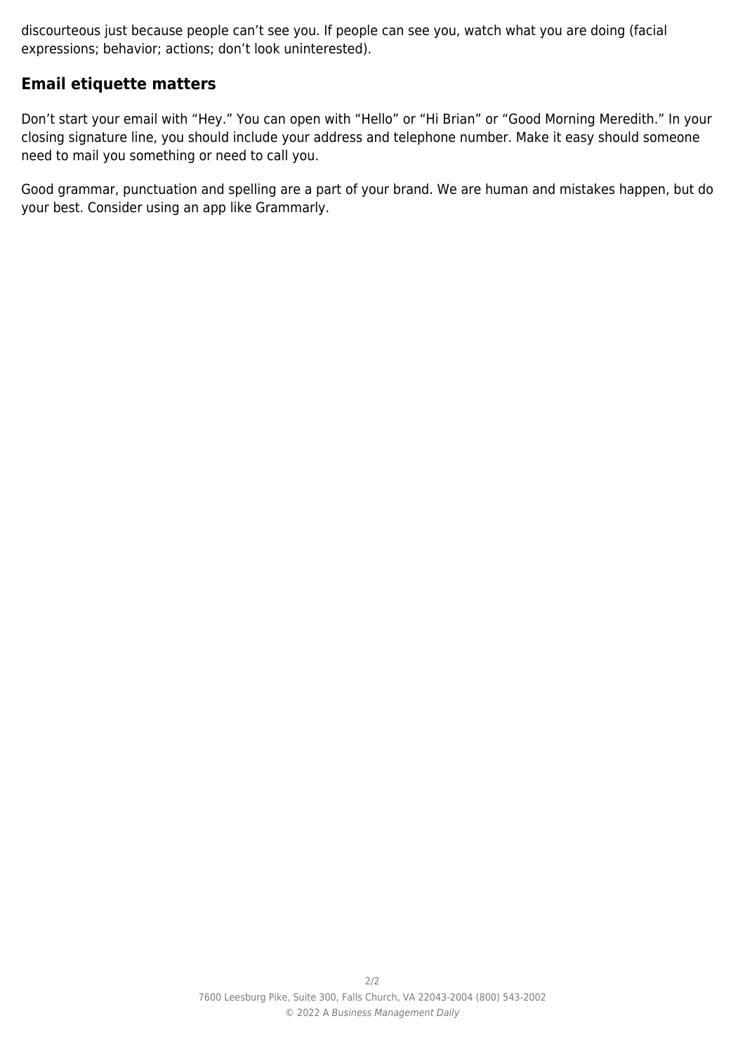discourteous just because people can't see you. If people can see you, watch what you are doing (facial expressions; behavior; actions; don't look uninterested).

## Email etiquette matters

Don't start your email with "Hey." You can open with "Hello" or "Hi Brian" or "Good Morning Meredith." In your closing signature line, you should include your address and telephone number. Make it easy should someone need to mail you something or need to call you.

Good grammar, punctuation and spelling are a part of your brand. We are human and mistakes happen, but do your best. Consider using an app like Grammarly.